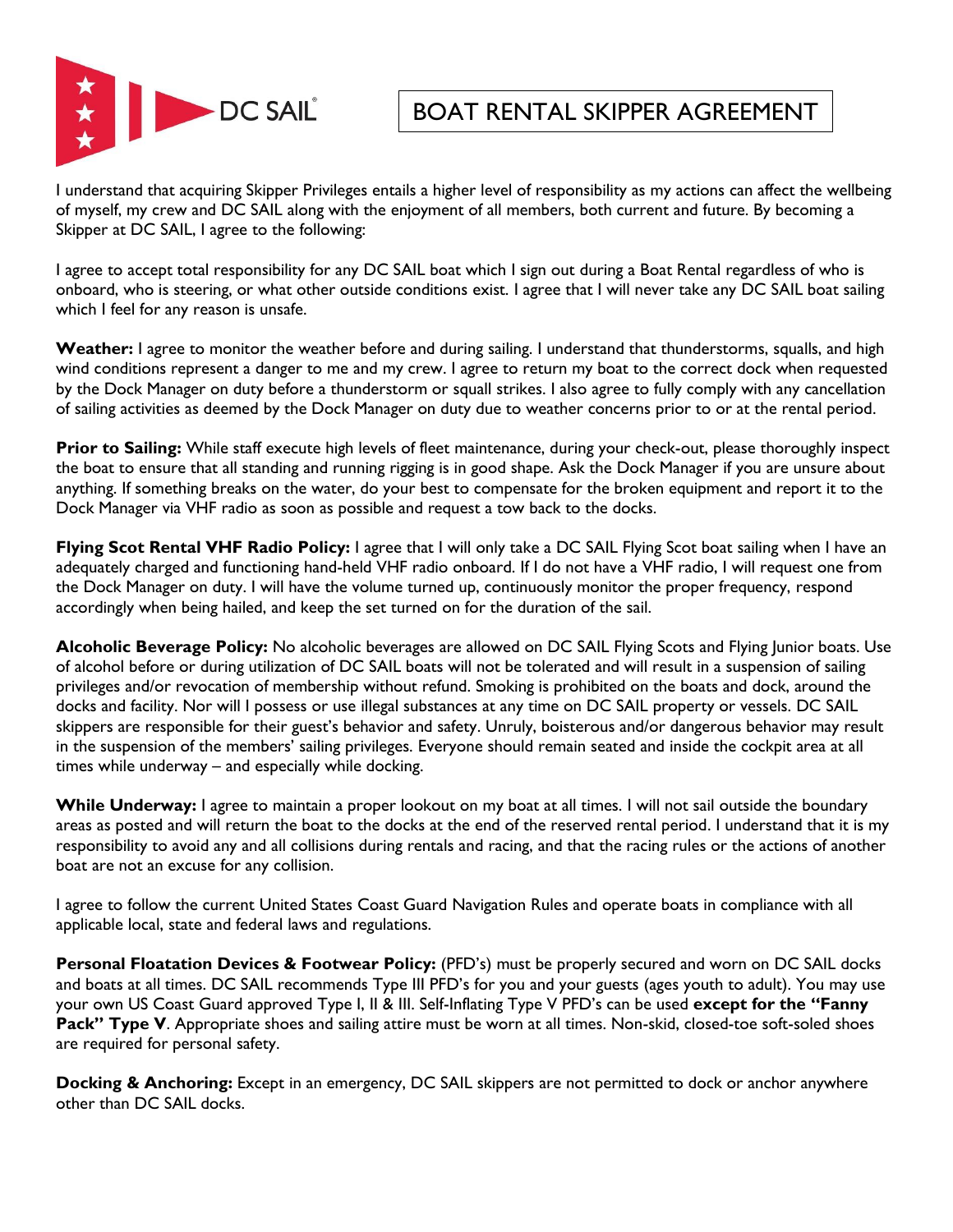DC SAIL®

# BOAT RENTAL SKIPPER AGREEMENT

I understand that acquiring Skipper Privileges entails a higher level of responsibility as my actions can affect the wellbeing of myself, my crew and DC SAIL along with the enjoyment of all members, both current and future. By becoming a Skipper at DC SAIL, I agree to the following:

I agree to accept total responsibility for any DC SAIL boat which I sign out during a Boat Rental regardless of who is onboard, who is steering, or what other outside conditions exist. I agree that I will never take any DC SAIL boat sailing which I feel for any reason is unsafe.

**Weather:** I agree to monitor the weather before and during sailing. I understand that thunderstorms, squalls, and high wind conditions represent a danger to me and my crew. I agree to return my boat to the correct dock when requested by the Dock Manager on duty before a thunderstorm or squall strikes. I also agree to fully comply with any cancellation of sailing activities as deemed by the Dock Manager on duty due to weather concerns prior to or at the rental period.

**Prior to Sailing:** While staff execute high levels of fleet maintenance, during your check-out, please thoroughly inspect the boat to ensure that all standing and running rigging is in good shape. Ask the Dock Manager if you are unsure about anything. If something breaks on the water, do your best to compensate for the broken equipment and report it to the Dock Manager via VHF radio as soon as possible and request a tow back to the docks.

**Flying Scot Rental VHF Radio Policy:** I agree that I will only take a DC SAIL Flying Scot boat sailing when I have an adequately charged and functioning hand-held VHF radio onboard. If I do not have a VHF radio, I will request one from the Dock Manager on duty. I will have the volume turned up, continuously monitor the proper frequency, respond accordingly when being hailed, and keep the set turned on for the duration of the sail.

**Alcoholic Beverage Policy:** No alcoholic beverages are allowed on DC SAIL Flying Scots and Flying Junior boats. Use of alcohol before or during utilization of DC SAIL boats will not be tolerated and will result in a suspension of sailing privileges and/or revocation of membership without refund. Smoking is prohibited on the boats and dock, around the docks and facility. Nor will I possess or use illegal substances at any time on DC SAIL property or vessels. DC SAIL skippers are responsible for their guest's behavior and safety. Unruly, boisterous and/or dangerous behavior may result in the suspension of the members' sailing privileges. Everyone should remain seated and inside the cockpit area at all times while underway – and especially while docking.

**While Underway:** I agree to maintain a proper lookout on my boat at all times. I will not sail outside the boundary areas as posted and will return the boat to the docks at the end of the reserved rental period. I understand that it is my responsibility to avoid any and all collisions during rentals and racing, and that the racing rules or the actions of another boat are not an excuse for any collision.

I agree to follow the current United States Coast Guard Navigation Rules and operate boats in compliance with all applicable local, state and federal laws and regulations.

**Personal Floatation Devices & Footwear Policy:** (PFD's) must be properly secured and worn on DC SAIL docks and boats at all times. DC SAIL recommends Type III PFD's for you and your guests (ages youth to adult). You may use your own US Coast Guard approved Type I, II & III. Self-Inflating Type V PFD's can be used **except for the "Fanny Pack" Type V**. Appropriate shoes and sailing attire must be worn at all times. Non-skid, closed-toe soft-soled shoes are required for personal safety.

**Docking & Anchoring:** Except in an emergency, DC SAIL skippers are not permitted to dock or anchor anywhere other than DC SAIL docks.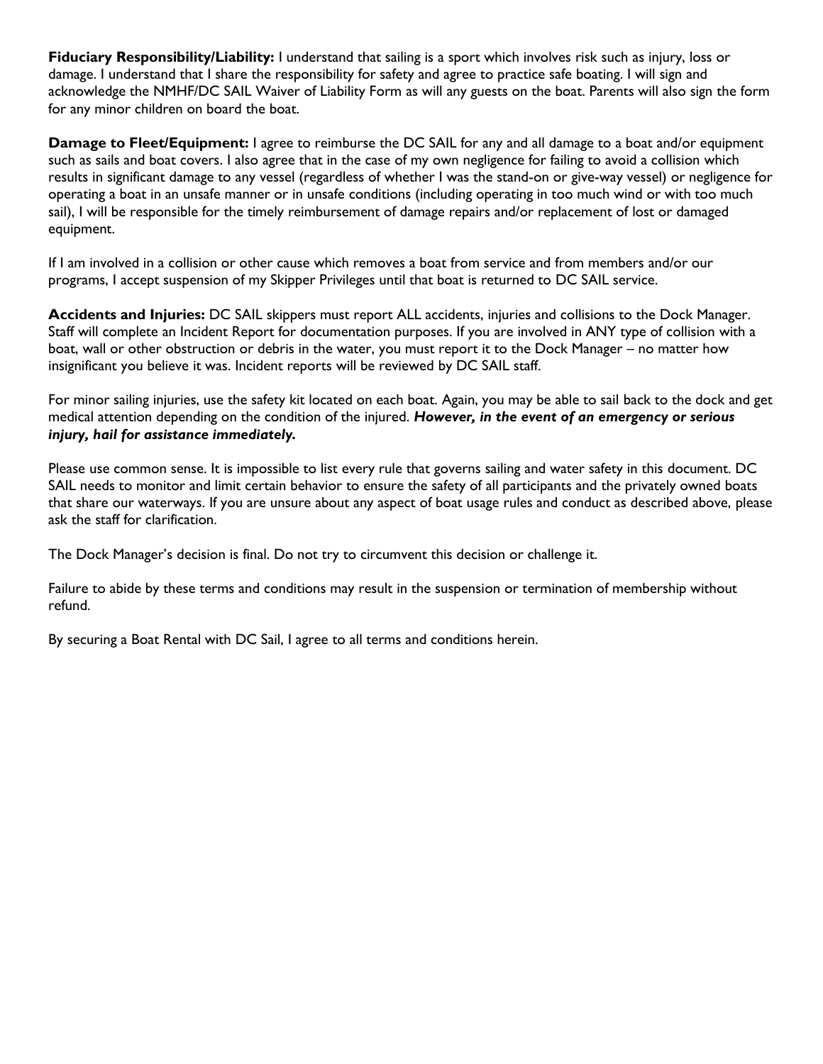**Fiduciary Responsibility/Liability:** I understand that sailing is a sport which involves risk such as injury, loss or damage. I understand that I share the responsibility for safety and agree to practice safe boating. I will sign and acknowledge the NMHF/DC SAIL Waiver of Liability Form as will any guests on the boat. Parents will also sign the form for any minor children on board the boat.

**Damage to Fleet/Equipment:** I agree to reimburse the DC SAIL for any and all damage to a boat and/or equipment such as sails and boat covers. I also agree that in the case of my own negligence for failing to avoid a collision which results in significant damage to any vessel (regardless of whether I was the stand-on or give-way vessel) or negligence for operating a boat in an unsafe manner or in unsafe conditions (including operating in too much wind or with too much sail), I will be responsible for the timely reimbursement of damage repairs and/or replacement of lost or damaged equipment.

If I am involved in a collision or other cause which removes a boat from service and from members and/or our programs, I accept suspension of my Skipper Privileges until that boat is returned to DC SAIL service.

**Accidents and Injuries:** DC SAIL skippers must report ALL accidents, injuries and collisions to the Dock Manager. Staff will complete an Incident Report for documentation purposes. If you are involved in ANY type of collision with a boat, wall or other obstruction or debris in the water, you must report it to the Dock Manager – no matter how insignificant you believe it was. Incident reports will be reviewed by DC SAIL staff.

For minor sailing injuries, use the safety kit located on each boat. Again, you may be able to sail back to the dock and get medical attention depending on the condition of the injured. ***However, in the event of an emergency or serious injury, hail for assistance immediately.***

Please use common sense. It is impossible to list every rule that governs sailing and water safety in this document. DC SAIL needs to monitor and limit certain behavior to ensure the safety of all participants and the privately owned boats that share our waterways. If you are unsure about any aspect of boat usage rules and conduct as described above, please ask the staff for clarification.

The Dock Manager's decision is final. Do not try to circumvent this decision or challenge it.

Failure to abide by these terms and conditions may result in the suspension or termination of membership without refund.

By securing a Boat Rental with DC Sail, I agree to all terms and conditions herein.